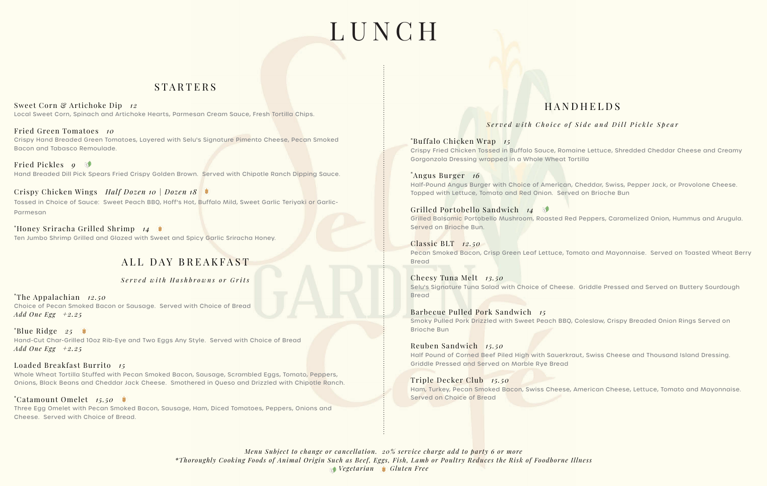# LUNCH

## STARTERS

**Sweet Corn & Artichoke Dip** *12*
Local Sweet Corn, Spinach and Artichoke Hearts, Parmesan Cream Sauce, Fresh Tortilla Chips.

**Fried Green Tomatoes** *10*
Crispy Hand Breaded Green Tomatoes, Layered with Selu's Signature Pimento Cheese, Pecan Smoked Bacon and Tabasco Remoulade.

**Fried Pickles** *9* (Vegetarian)
Hand Breaded Dill Pick Spears Fried Crispy Golden Brown. Served with Chipotle Ranch Dipping Sauce.

**Crispy Chicken Wings** *Half Dozen 10 | Dozen 18* (Gluten Free)
Tossed in Choice of Sauce: Sweet Peach BBQ, Hoff's Hot, Buffalo Mild, Sweet Garlic Teriyaki or Garlic-Parmesan

**\*Honey Sriracha Grilled Shrimp** *14* (Gluten Free)
Ten Jumbo Shrimp Grilled and Glazed with Sweet and Spicy Garlic Sriracha Honey.

## ALL DAY BREAKFAST

*Served with Hashbrowns or Grits*

**\*The Appalachian** *12.50*
Choice of Pecan Smoked Bacon or Sausage. Served with Choice of Bread
*Add One Egg +2.25*

**\*Blue Ridge** *25* (Gluten Free)
Hand-Cut Char-Grilled 10oz Rib-Eye and Two Eggs Any Style. Served with Choice of Bread
*Add One Egg +2.25*

**Loaded Breakfast Burrito** *15*
Whole Wheat Tortilla Stuffed with Pecan Smoked Bacon, Sausage, Scrambled Eggs, Tomato, Peppers, Onions, Black Beans and Cheddar Jack Cheese. Smothered in Queso and Drizzled with Chipotle Ranch.

**\*Catamount Omelet** *15.50* (Gluten Free)
Three Egg Omelet with Pecan Smoked Bacon, Sausage, Ham, Diced Tomatoes, Peppers, Onions and Cheese. Served with Choice of Bread.

## HANDHELDS

*Served with Choice of Side and Dill Pickle Spear*

**\*Buffalo Chicken Wrap** *15*
Crispy Fried Chicken Tossed in Buffalo Sauce, Romaine Lettuce, Shredded Cheddar Cheese and Creamy Gorgonzola Dressing wrapped in a Whole Wheat Tortilla

**\*Angus Burger** *16*
Half-Pound Angus Burger with Choice of American, Cheddar, Swiss, Pepper Jack, or Provolone Cheese. Topped with Lettuce, Tomato and Red Onion. Served on Brioche Bun

**Grilled Portobello Sandwich** *14* (Vegetarian)
Grilled Balsamic Portobello Mushroom, Roasted Red Peppers, Caramelized Onion, Hummus and Arugula. Served on Brioche Bun.

**Classic BLT** *12.50*
Pecan Smoked Bacon, Crisp Green Leaf Lettuce, Tomato and Mayonnaise. Served on Toasted Wheat Berry Bread

**Cheesy Tuna Melt** *13.50*
Selu's Signature Tuna Salad with Choice of Cheese. Griddle Pressed and Served on Buttery Sourdough Bread

**Barbecue Pulled Pork Sandwich** *15*
Smoky Pulled Pork Drizzled with Sweet Peach BBQ, Coleslaw, Crispy Breaded Onion Rings Served on Brioche Bun

**Reuben Sandwich** *15.50*
Half Pound of Corned Beef Piled High with Sauerkraut, Swiss Cheese and Thousand Island Dressing. Griddle Pressed and Served on Marble Rye Bread

**Triple Decker Club** *15.50*
Ham, Turkey, Pecan Smoked Bacon, Swiss Cheese, American Cheese, Lettuce, Tomato and Mayonnaise. Served on Choice of Bread

*Menu Subject to change or cancellation. 20% service charge add to party 6 or more*
*\*Thoroughly Cooking Foods of Animal Origin Such as Beef, Eggs, Fish, Lamb or Poultry Reduces the Risk of Foodborne Illness*
*Vegetarian* *Gluten Free*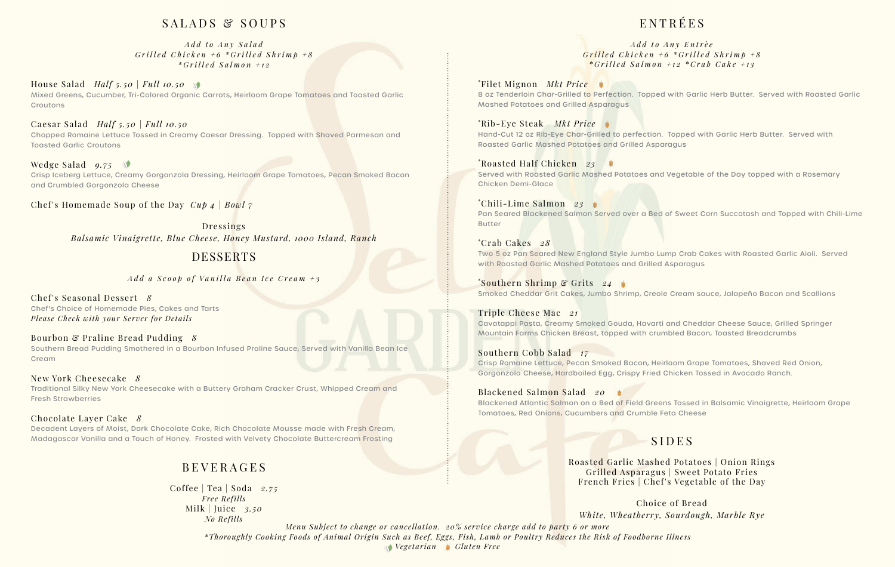## SALADS & SOUPS

*Add to Any Salad*
*Grilled Chicken +6 \*Grilled Shrimp +8*
*\*Grilled Salmon +12*

**House Salad** *Half 5.50 | Full 10.50* (Vegetarian)
Mixed Greens, Cucumber, Tri-Colored Organic Carrots, Heirloom Grape Tomatoes and Toasted Garlic Croutons

**Caesar Salad** *Half 5.50 | Full 10.50*
Chopped Romaine Lettuce Tossed in Creamy Caesar Dressing. Topped with Shaved Parmesan and Toasted Garlic Croutons

**Wedge Salad** *9.75* (Vegetarian)
Crisp Iceberg Lettuce, Creamy Gorgonzola Dressing, Heirloom Grape Tomatoes, Pecan Smoked Bacon and Crumbled Gorgonzola Cheese

**Chef's Homemade Soup of the Day** *Cup 4 | Bowl 7*

Dressings
*Balsamic Vinaigrette, Blue Cheese, Honey Mustard, 1000 Island, Ranch*

## DESSERTS

*Add a Scoop of Vanilla Bean Ice Cream +3*

**Chef's Seasonal Dessert** *8*
Chef's Choice of Homemade Pies, Cakes and Tarts
*Please Check with your Server for Details*

**Bourbon & Praline Bread Pudding** *8*
Southern Bread Pudding Smothered in a Bourbon Infused Praline Sauce, Served with Vanilla Bean Ice Cream

**New York Cheesecake** *8*
Traditional Silky New York Cheesecake with a Buttery Graham Cracker Crust, Whipped Cream and Fresh Strawberries

**Chocolate Layer Cake** *8*
Decadent Layers of Moist, Dark Chocolate Cake, Rich Chocolate Mousse made with Fresh Cream, Madagascar Vanilla and a Touch of Honey. Frosted with Velvety Chocolate Buttercream Frosting

## BEVERAGES

Coffee | Tea | Soda *2.75*
*Free Refills*
Milk | Juice *3.50*
*No Refills*

## ENTRÉES

*Add to Any Entrèe*
*Grilled Chicken +6 \*Grilled Shrimp +8*
*\*Grilled Salmon +12 \*Crab Cake +13*

**\*Filet Mignon** *Mkt Price* (Gluten Free)
8 oz Tenderloin Char-Grilled to Perfection. Topped with Garlic Herb Butter. Served with Roasted Garlic Mashed Potatoes and Grilled Asparagus

**\*Rib-Eye Steak** *Mkt Price* (Gluten Free)
Hand-Cut 12 oz Rib-Eye Char-Grilled to perfection. Topped with Garlic Herb Butter. Served with Roasted Garlic Mashed Potatoes and Grilled Asparagus

**\*Roasted Half Chicken** *23* (Gluten Free)
Served with Roasted Garlic Mashed Potatoes and Vegetable of the Day topped with a Rosemary Chicken Demi-Glace

**\*Chili-Lime Salmon** *23* (Gluten Free)
Pan Seared Blackened Salmon Served over a Bed of Sweet Corn Succotash and Topped with Chili-Lime Butter

**\*Crab Cakes** *28*
Two 5 oz Pan Seared New England Style Jumbo Lump Crab Cakes with Roasted Garlic Aioli. Served with Roasted Garlic Mashed Potatoes and Grilled Asparagus

**\*Southern Shrimp & Grits** *24* (Gluten Free)
Smoked Cheddar Grit Cakes, Jumbo Shrimp, Creole Cream sauce, Jalapeño Bacon and Scallions

**Triple Cheese Mac** *21*
Cavatappi Pasta, Creamy Smoked Gouda, Havarti and Cheddar Cheese Sauce, Grilled Springer Mountain Farms Chicken Breast, topped with crumbled Bacon, Toasted Breadcrumbs

**Southern Cobb Salad** *17*
Crisp Romaine Lettuce, Pecan Smoked Bacon, Heirloom Grape Tomatoes, Shaved Red Onion, Gorgonzola Cheese, Hardboiled Egg, Crispy Fried Chicken Tossed in Avocado Ranch.

**Blackened Salmon Salad** *20* (Gluten Free)
Blackened Atlantic Salmon on a Bed of Field Greens Tossed in Balsamic Vinaigrette, Heirloom Grape Tomatoes, Red Onions, Cucumbers and Crumble Feta Cheese

## SIDES

Roasted Garlic Mashed Potatoes | Onion Rings
Grilled Asparagus | Sweet Potato Fries
French Fries | Chef's Vegetable of the Day

Choice of Bread
*White, Wheatberry, Sourdough, Marble Rye*

*Menu Subject to change or cancellation. 20% service charge add to party 6 or more*
*\*Thoroughly Cooking Foods of Animal Origin Such as Beef, Eggs, Fish, Lamb or Poultry Reduces the Risk of Foodborne Illness*
*Vegetarian* *Gluten Free*